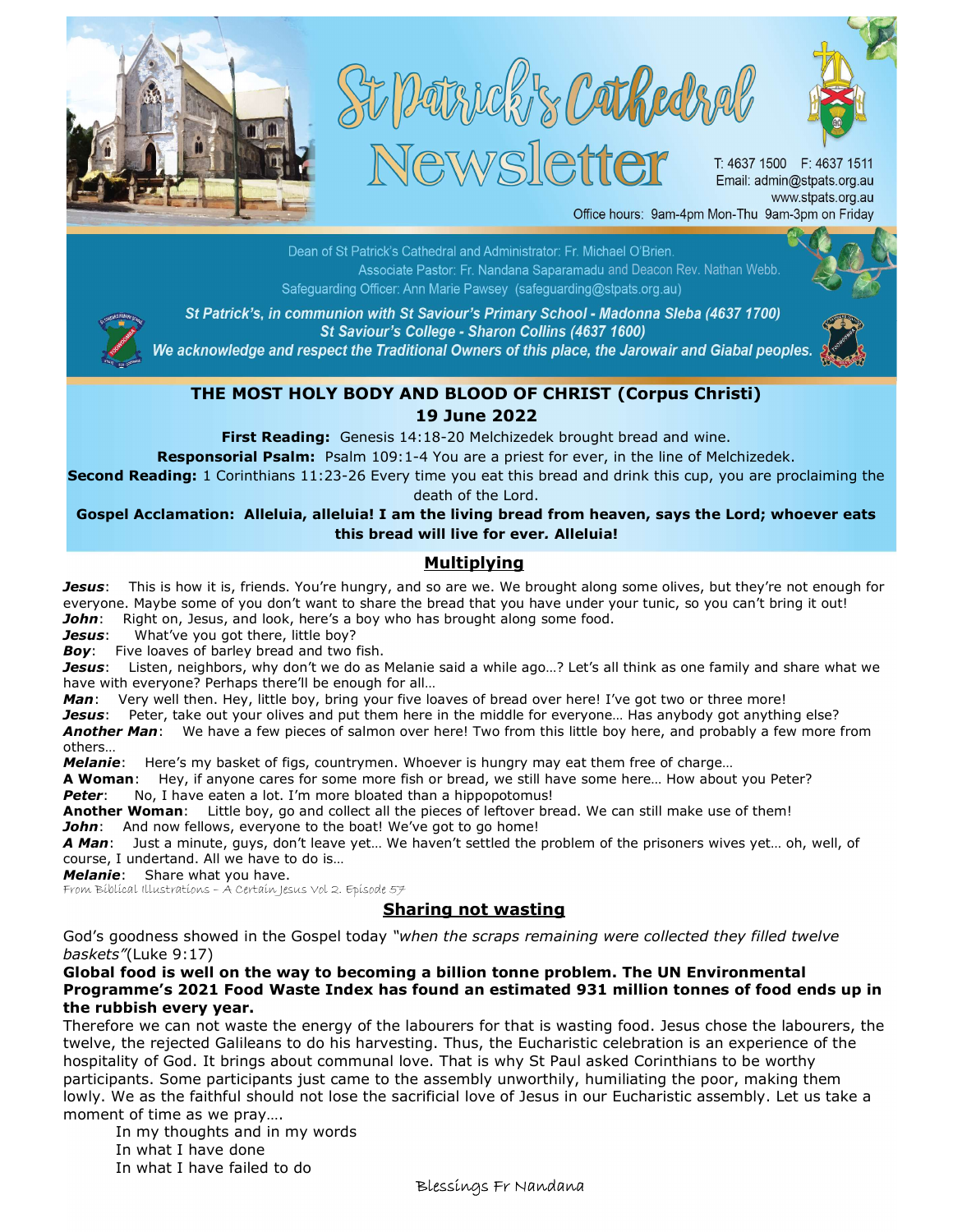# St Patrick's Cathedral Newsletter

T: 4637 1500 F: 4637 1511
Email: admin@stpats.org.au
www.stpats.org.au
Office hours: 9am-4pm Mon-Thu 9am-3pm on Friday

Dean of St Patrick's Cathedral and Administrator: Fr. Michael O'Brien.
Associate Pastor: Fr. Nandana Saparamadu and Deacon Rev. Nathan Webb.
Safeguarding Officer: Ann Marie Pawsey (safeguarding@stpats.org.au)

*St Patrick's, in communion with St Saviour's Primary School - Madonna Sleba (4637 1700)*
*St Saviour's College - Sharon Collins (4637 1600)*
*We acknowledge and respect the Traditional Owners of this place, the Jarowair and Giabal peoples.*

## THE MOST HOLY BODY AND BLOOD OF CHRIST (Corpus Christi)
## 19 June 2022

**First Reading:** Genesis 14:18-20 Melchizedek brought bread and wine.

**Responsorial Psalm:** Psalm 109:1-4 You are a priest for ever, in the line of Melchizedek.

**Second Reading:** 1 Corinthians 11:23-26 Every time you eat this bread and drink this cup, you are proclaiming the death of the Lord.

**Gospel Acclamation: Alleluia, alleluia! I am the living bread from heaven, says the Lord; whoever eats this bread will live for ever. Alleluia!**

### Multiplying

***Jesus***: This is how it is, friends. You're hungry, and so are we. We brought along some olives, but they're not enough for everyone. Maybe some of you don't want to share the bread that you have under your tunic, so you can't bring it out!
***John***: Right on, Jesus, and look, here's a boy who has brought along some food.
***Jesus***: What've you got there, little boy?
***Boy***: Five loaves of barley bread and two fish.
***Jesus***: Listen, neighbors, why don't we do as Melanie said a while ago…? Let's all think as one family and share what we have with everyone? Perhaps there'll be enough for all…
***Man***: Very well then. Hey, little boy, bring your five loaves of bread over here! I've got two or three more!
***Jesus***: Peter, take out your olives and put them here in the middle for everyone… Has anybody got anything else?
***Another Man***: We have a few pieces of salmon over here! Two from this little boy here, and probably a few more from others…
***Melanie***: Here's my basket of figs, countrymen. Whoever is hungry may eat them free of charge…
**A Woman**: Hey, if anyone cares for some more fish or bread, we still have some here… How about you Peter?
***Peter***: No, I have eaten a lot. I'm more bloated than a hippopotamus!
**Another Woman**: Little boy, go and collect all the pieces of leftover bread. We can still make use of them!
***John***: And now fellows, everyone to the boat! We've got to go home!
***A Man***: Just a minute, guys, don't leave yet… We haven't settled the problem of the prisoners wives yet… oh, well, of course, I undertand. All we have to do is…
***Melanie***: Share what you have.

From Biblical Illustrations - A Certain Jesus Vol 2. Episode 57

### Sharing not wasting

God's goodness showed in the Gospel today *"when the scraps remaining were collected they filled twelve baskets"*(Luke 9:17)

**Global food is well on the way to becoming a billion tonne problem. The UN Environmental Programme's 2021 Food Waste Index has found an estimated 931 million tonnes of food ends up in the rubbish every year.**

Therefore we can not waste the energy of the labourers for that is wasting food. Jesus chose the labourers, the twelve, the rejected Galileans to do his harvesting. Thus, the Eucharistic celebration is an experience of the hospitality of God. It brings about communal love. That is why St Paul asked Corinthians to be worthy participants. Some participants just came to the assembly unworthily, humiliating the poor, making them lowly. We as the faithful should not lose the sacrificial love of Jesus in our Eucharistic assembly. Let us take a moment of time as we pray….

In my thoughts and in my words
In what I have done
In what I have failed to do

Blessings Fr Nandana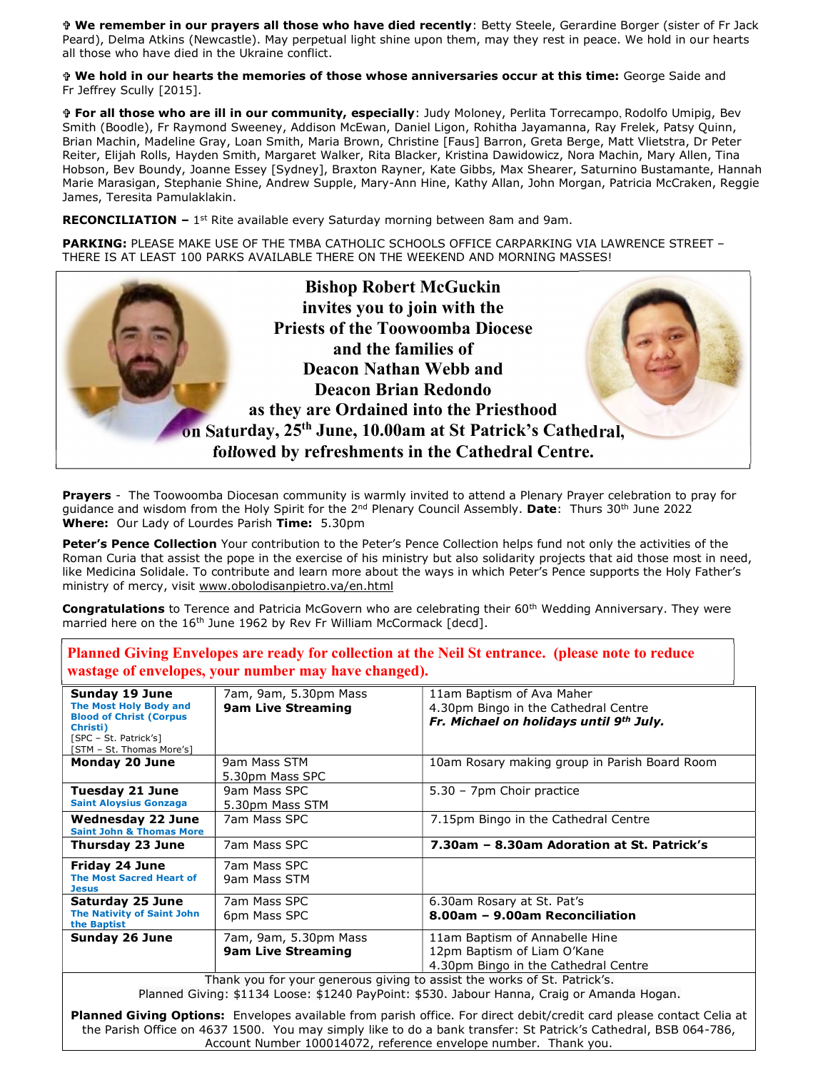✟ **We remember in our prayers all those who have died recently**: Betty Steele, Gerardine Borger (sister of Fr Jack Peard), Delma Atkins (Newcastle). May perpetual light shine upon them, may they rest in peace. We hold in our hearts all those who have died in the Ukraine conflict.

✟ **We hold in our hearts the memories of those whose anniversaries occur at this time:** George Saide and Fr Jeffrey Scully [2015].

✟ **For all those who are ill in our community, especially**: Judy Moloney, Perlita Torrecampo, Rodolfo Umipig, Bev Smith (Boodle), Fr Raymond Sweeney, Addison McEwan, Daniel Ligon, Rohitha Jayamanna, Ray Frelek, Patsy Quinn, Brian Machin, Madeline Gray, Loan Smith, Maria Brown, Christine [Faus] Barron, Greta Berge, Matt Vlietstra, Dr Peter Reiter, Elijah Rolls, Hayden Smith, Margaret Walker, Rita Blacker, Kristina Dawidowicz, Nora Machin, Mary Allen, Tina Hobson, Bev Boundy, Joanne Essey [Sydney], Braxton Rayner, Kate Gibbs, Max Shearer, Saturnino Bustamante, Hannah Marie Marasigan, Stephanie Shine, Andrew Supple, Mary-Ann Hine, Kathy Allan, John Morgan, Patricia McCraken, Reggie James, Teresita Pamulaklakin.

**RECONCILIATION –** 1st Rite available every Saturday morning between 8am and 9am.

**PARKING:** PLEASE MAKE USE OF THE TMBA CATHOLIC SCHOOLS OFFICE CARPARKING VIA LAWRENCE STREET – THERE IS AT LEAST 100 PARKS AVAILABLE THERE ON THE WEEKEND AND MORNING MASSES!

**Bishop Robert McGuckin invites you to join with the Priests of the Toowoomba Diocese and the families of Deacon Nathan Webb and Deacon Brian Redondo as they are Ordained into the Priesthood on Saturday, 25th June, 10.00am at St Patrick's Cathedral, followed by refreshments in the Cathedral Centre.**

**Prayers** - The Toowoomba Diocesan community is warmly invited to attend a Plenary Prayer celebration to pray for guidance and wisdom from the Holy Spirit for the 2nd Plenary Council Assembly. **Date**: Thurs 30th June 2022
**Where:** Our Lady of Lourdes Parish **Time:** 5.30pm

**Peter's Pence Collection** Your contribution to the Peter's Pence Collection helps fund not only the activities of the Roman Curia that assist the pope in the exercise of his ministry but also solidarity projects that aid those most in need, like Medicina Solidale. To contribute and learn more about the ways in which Peter's Pence supports the Holy Father's ministry of mercy, visit www.obolodisanpietro.va/en.html

**Congratulations** to Terence and Patricia McGovern who are celebrating their 60th Wedding Anniversary. They were married here on the 16th June 1962 by Rev Fr William McCormack [decd].

**Planned Giving Envelopes are ready for collection at the Neil St entrance. (please note to reduce wastage of envelopes, your number may have changed).**

| | | |
|---|---|---|
| **Sunday 19 June**<br>**The Most Holy Body and Blood of Christ (Corpus Christi)**<br>[SPC – St. Patrick's]<br>[STM – St. Thomas More's] | 7am, 9am, 5.30pm Mass<br>**9am Live Streaming** | 11am Baptism of Ava Maher<br>4.30pm Bingo in the Cathedral Centre<br>***Fr. Michael on holidays until 9th July.*** |
| **Monday 20 June** | 9am Mass STM<br>5.30pm Mass SPC | 10am Rosary making group in Parish Board Room |
| **Tuesday 21 June**<br>**Saint Aloysius Gonzaga** | 9am Mass SPC<br>5.30pm Mass STM | 5.30 – 7pm Choir practice |
| **Wednesday 22 June**<br>**Saint John & Thomas More** | 7am Mass SPC | 7.15pm Bingo in the Cathedral Centre |
| **Thursday 23 June** | 7am Mass SPC | **7.30am – 8.30am Adoration at St. Patrick's** |
| **Friday 24 June**<br>**The Most Sacred Heart of Jesus** | 7am Mass SPC<br>9am Mass STM | |
| **Saturday 25 June**<br>**The Nativity of Saint John the Baptist** | 7am Mass SPC<br>6pm Mass SPC | 6.30am Rosary at St. Pat's<br>**8.00am – 9.00am Reconciliation** |
| **Sunday 26 June** | 7am, 9am, 5.30pm Mass<br>**9am Live Streaming** | 11am Baptism of Annabelle Hine<br>12pm Baptism of Liam O'Kane<br>4.30pm Bingo in the Cathedral Centre |

Thank you for your generous giving to assist the works of St. Patrick's.
Planned Giving: $1134 Loose: $1240 PayPoint: $530. Jabour Hanna, Craig or Amanda Hogan.

**Planned Giving Options:** Envelopes available from parish office. For direct debit/credit card please contact Celia at the Parish Office on 4637 1500. You may simply like to do a bank transfer: St Patrick's Cathedral, BSB 064-786, Account Number 100014072, reference envelope number. Thank you.